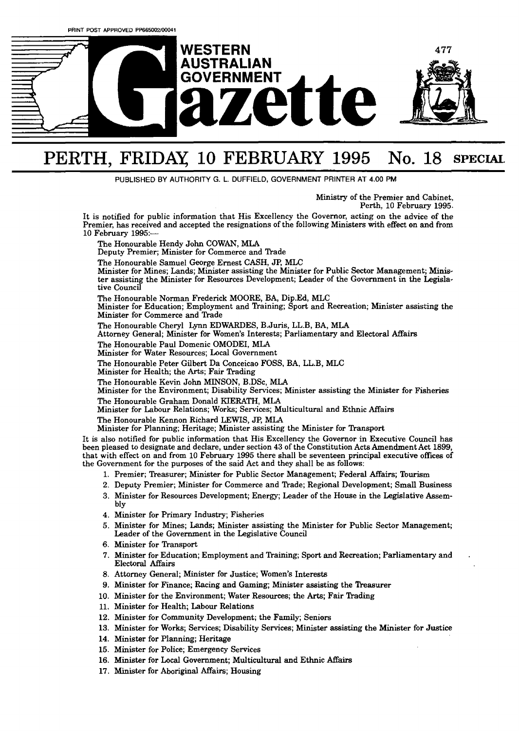PRINT POST APPROVED PP665002/00041

# WESTERN AUSTRALIAN GOVERNMENT Gazette

## PERTH, FRIDAY, 10 FEBRUARY 1995 No. 18 SPECIAL

PUBLISHED BY AUTHORITY G. L. DUFFIELD, GOVERNMENT PRINTER AT 4.00 PM

Ministry of the Premier and Cabinet,
Perth, 10 February 1995.

It is notified for public information that His Excellency the Governor, acting on the advice of the Premier, has received and accepted the resignations of the following Ministers with effect on and from 10 February 1995:—

The Honourable Hendy John COWAN, MLA
Deputy Premier; Minister for Commerce and Trade

The Honourable Samuel George Ernest CASH, JP, MLC
Minister for Mines; Lands; Minister assisting the Minister for Public Sector Management; Minister assisting the Minister for Resources Development; Leader of the Government in the Legislative Council

The Honourable Norman Frederick MOORE, BA, Dip.Ed, MLC
Minister for Education; Employment and Training; Sport and Recreation; Minister assisting the Minister for Commerce and Trade

The Honourable Cheryl Lynn EDWARDES, B.Juris, LL.B, BA, MLA
Attorney General; Minister for Women's Interests; Parliamentary and Electoral Affairs

The Honourable Paul Domenic OMODEI, MLA
Minister for Water Resources; Local Government

The Honourable Peter Gilbert Da Conceicao FOSS, BA, LL.B, MLC
Minister for Health; the Arts; Fair Trading

The Honourable Kevin John MINSON, B.DSc, MLA
Minister for the Environment; Disability Services; Minister assisting the Minister for Fisheries

The Honourable Graham Donald KIERATH, MLA
Minister for Labour Relations; Works; Services; Multicultural and Ethnic Affairs

The Honourable Kennon Richard LEWIS, JP, MLA
Minister for Planning; Heritage; Minister assisting the Minister for Transport

It is also notified for public information that His Excellency the Governor in Executive Council has been pleased to designate and declare, under section 43 of the Constitution Acts Amendment Act 1899, that with effect on and from 10 February 1995 there shall be seventeen principal executive offices of the Government for the purposes of the said Act and they shall be as follows:

1. Premier; Treasurer; Minister for Public Sector Management; Federal Affairs; Tourism
2. Deputy Premier; Minister for Commerce and Trade; Regional Development; Small Business
3. Minister for Resources Development; Energy; Leader of the House in the Legislative Assembly
4. Minister for Primary Industry; Fisheries
5. Minister for Mines; Lands; Minister assisting the Minister for Public Sector Management; Leader of the Government in the Legislative Council
6. Minister for Transport
7. Minister for Education; Employment and Training; Sport and Recreation; Parliamentary and Electoral Affairs
8. Attorney General; Minister for Justice; Women's Interests
9. Minister for Finance; Racing and Gaming; Minister assisting the Treasurer
10. Minister for the Environment; Water Resources; the Arts; Fair Trading
11. Minister for Health; Labour Relations
12. Minister for Community Development; the Family; Seniors
13. Minister for Works; Services; Disability Services; Minister assisting the Minister for Justice
14. Minister for Planning; Heritage
15. Minister for Police; Emergency Services
16. Minister for Local Government; Multicultural and Ethnic Affairs
17. Minister for Aboriginal Affairs; Housing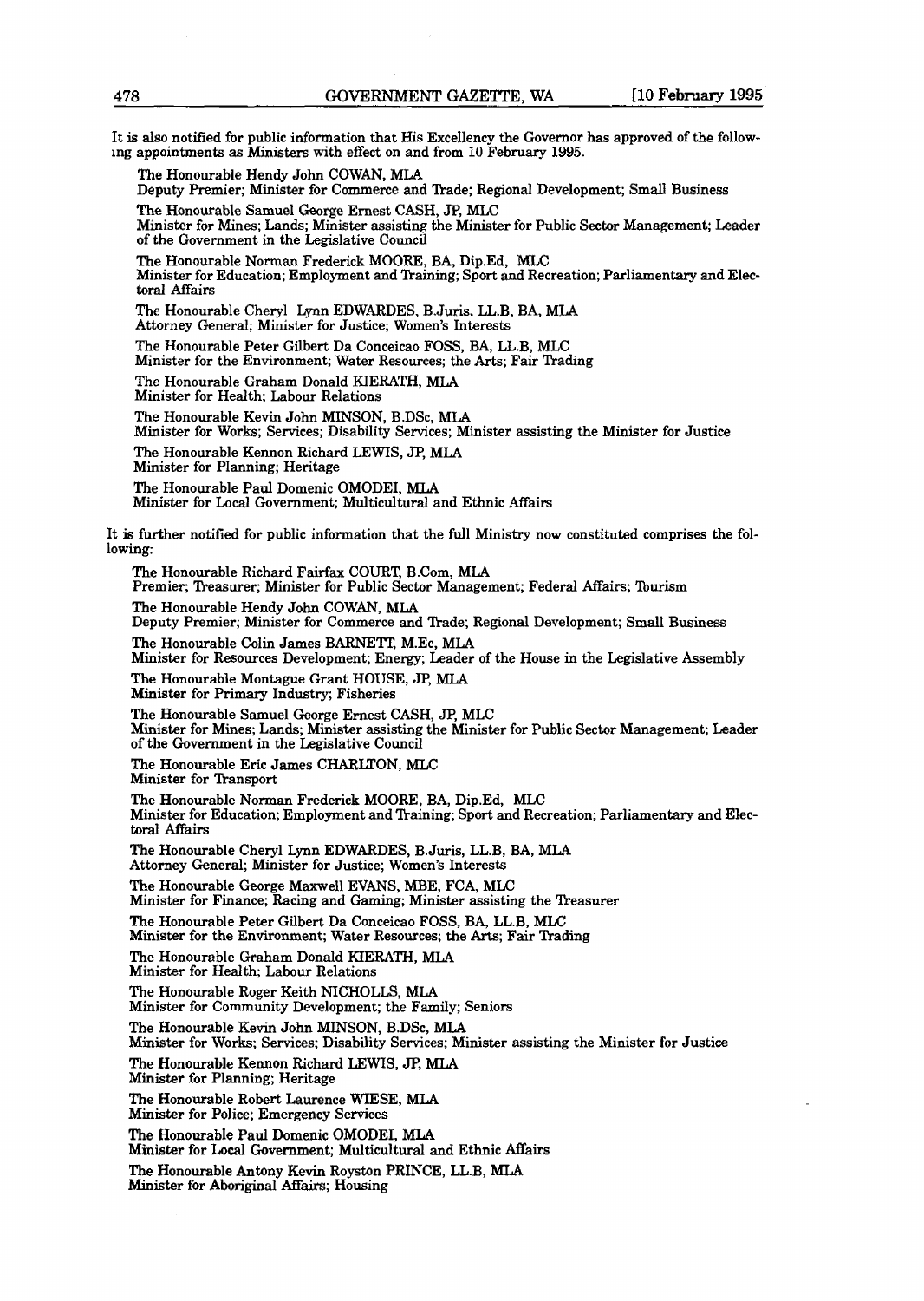It is also notified for public information that His Excellency the Governor has approved of the following appointments as Ministers with effect on and from 10 February 1995.

The Honourable Hendy John COWAN, MLA
Deputy Premier; Minister for Commerce and Trade; Regional Development; Small Business

The Honourable Samuel George Ernest CASH, JP, MLC
Minister for Mines; Lands; Minister assisting the Minister for Public Sector Management; Leader of the Government in the Legislative Council

The Honourable Norman Frederick MOORE, BA, Dip.Ed, MLC
Minister for Education; Employment and Training; Sport and Recreation; Parliamentary and Electoral Affairs

The Honourable Cheryl Lynn EDWARDES, B.Juris, LL.B, BA, MLA
Attorney General; Minister for Justice; Women's Interests

The Honourable Peter Gilbert Da Conceicao FOSS, BA, LL.B, MLC
Minister for the Environment; Water Resources; the Arts; Fair Trading

The Honourable Graham Donald KIERATH, MLA
Minister for Health; Labour Relations

The Honourable Kevin John MINSON, B.DSc, MLA
Minister for Works; Services; Disability Services; Minister assisting the Minister for Justice

The Honourable Kennon Richard LEWIS, JP, MLA
Minister for Planning; Heritage

The Honourable Paul Domenic OMODEI, MLA
Minister for Local Government; Multicultural and Ethnic Affairs

It is further notified for public information that the full Ministry now constituted comprises the following:

The Honourable Richard Fairfax COURT, B.Com, MLA
Premier; Treasurer; Minister for Public Sector Management; Federal Affairs; Tourism

The Honourable Hendy John COWAN, MLA
Deputy Premier; Minister for Commerce and Trade; Regional Development; Small Business

The Honourable Colin James BARNETT, M.Ec, MLA
Minister for Resources Development; Energy; Leader of the House in the Legislative Assembly

The Honourable Montague Grant HOUSE, JP, MLA
Minister for Primary Industry; Fisheries

The Honourable Samuel George Ernest CASH, JP, MLC
Minister for Mines; Lands; Minister assisting the Minister for Public Sector Management; Leader of the Government in the Legislative Council

The Honourable Eric James CHARLTON, MLC
Minister for Transport

The Honourable Norman Frederick MOORE, BA, Dip.Ed, MLC
Minister for Education; Employment and Training; Sport and Recreation; Parliamentary and Electoral Affairs

The Honourable Cheryl Lynn EDWARDES, B.Juris, LL.B, BA, MLA
Attorney General; Minister for Justice; Women's Interests

The Honourable George Maxwell EVANS, MBE, FCA, MLC
Minister for Finance; Racing and Gaming; Minister assisting the Treasurer

The Honourable Peter Gilbert Da Conceicao FOSS, BA, LL.B, MLC
Minister for the Environment; Water Resources; the Arts; Fair Trading

The Honourable Graham Donald KIERATH, MLA
Minister for Health; Labour Relations

The Honourable Roger Keith NICHOLLS, MLA
Minister for Community Development; the Family; Seniors

The Honourable Kevin John MINSON, B.DSc, MLA
Minister for Works; Services; Disability Services; Minister assisting the Minister for Justice

The Honourable Kennon Richard LEWIS, JP, MLA
Minister for Planning; Heritage

The Honourable Robert Laurence WIESE, MLA
Minister for Police; Emergency Services

The Honourable Paul Domenic OMODEI, MLA
Minister for Local Government; Multicultural and Ethnic Affairs

The Honourable Antony Kevin Royston PRINCE, LL.B, MLA
Minister for Aboriginal Affairs; Housing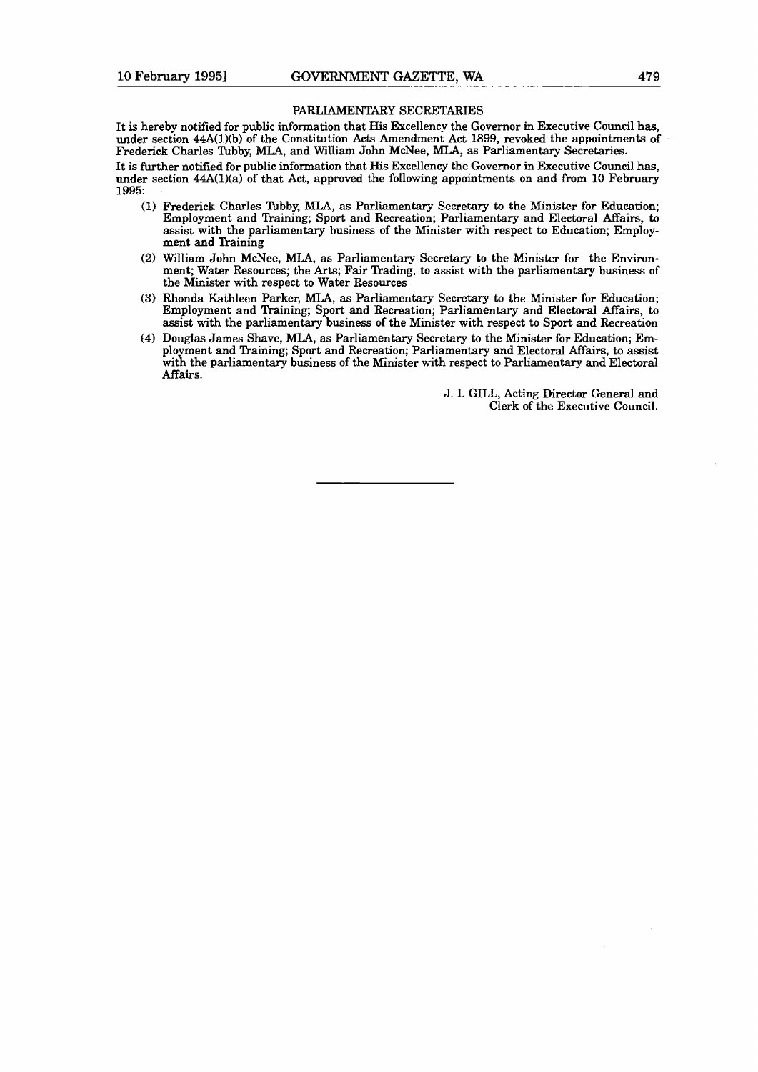## PARLIAMENTARY SECRETARIES

It is hereby notified for public information that His Excellency the Governor in Executive Council has, under section 44A(1)(b) of the Constitution Acts Amendment Act 1899, revoked the appointments of Frederick Charles Tubby, MLA, and William John McNee, MLA, as Parliamentary Secretaries.

It is further notified for public information that His Excellency the Governor in Executive Council has, under section 44A(1)(a) of that Act, approved the following appointments on and from 10 February 1995:

(1) Frederick Charles Tubby, MLA, as Parliamentary Secretary to the Minister for Education; Employment and Training; Sport and Recreation; Parliamentary and Electoral Affairs, to assist with the parliamentary business of the Minister with respect to Education; Employment and Training

(2) William John McNee, MLA, as Parliamentary Secretary to the Minister for the Environment; Water Resources; the Arts; Fair Trading, to assist with the parliamentary business of the Minister with respect to Water Resources

(3) Rhonda Kathleen Parker, MLA, as Parliamentary Secretary to the Minister for Education; Employment and Training; Sport and Recreation; Parliamentary and Electoral Affairs, to assist with the parliamentary business of the Minister with respect to Sport and Recreation

(4) Douglas James Shave, MLA, as Parliamentary Secretary to the Minister for Education; Employment and Training; Sport and Recreation; Parliamentary and Electoral Affairs, to assist with the parliamentary business of the Minister with respect to Parliamentary and Electoral Affairs.

J. I. GILL, Acting Director General and
Clerk of the Executive Council.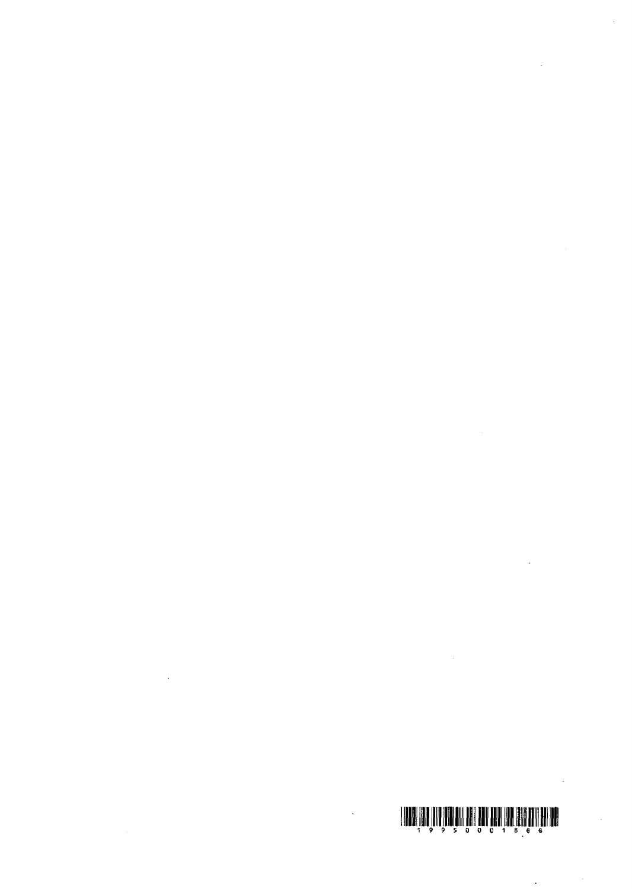1 9 9 5 0 0 0 1 8 6 6